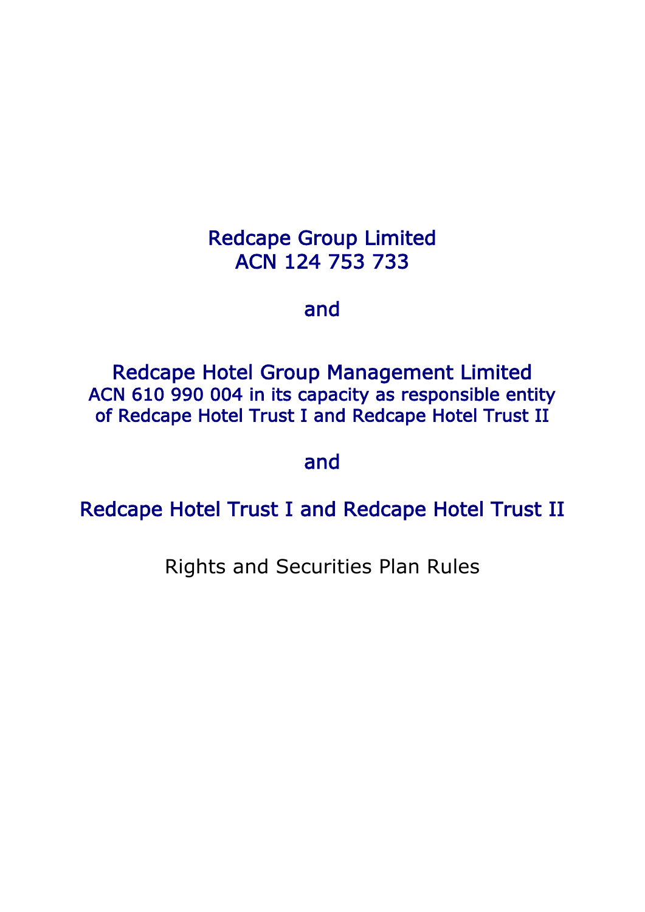Redcape Group Limited
ACN 124 753 733

and

Redcape Hotel Group Management Limited
ACN 610 990 004 in its capacity as responsible entity of Redcape Hotel Trust I and Redcape Hotel Trust II

and

Redcape Hotel Trust I and Redcape Hotel Trust II

# Rights and Securities Plan Rules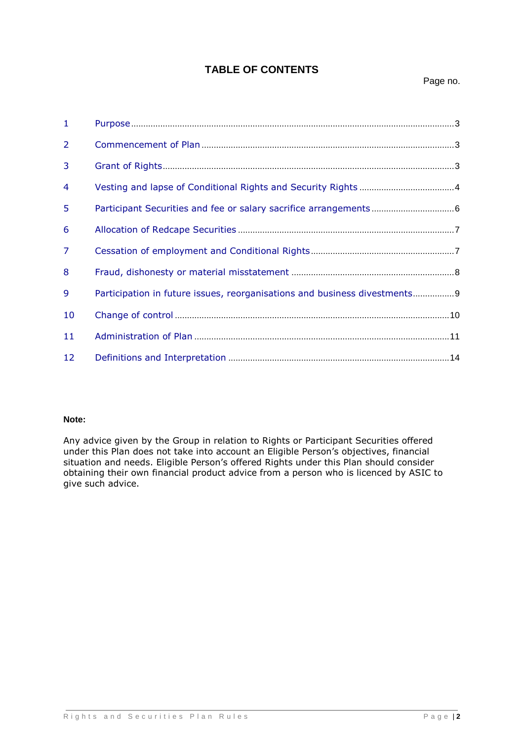# TABLE OF CONTENTS

Page no.

| | | |
|---|---|---|
| 1 | Purpose | 3 |
| 2 | Commencement of Plan | 3 |
| 3 | Grant of Rights | 3 |
| 4 | Vesting and lapse of Conditional Rights and Security Rights | 4 |
| 5 | Participant Securities and fee or salary sacrifice arrangements | 6 |
| 6 | Allocation of Redcape Securities | 7 |
| 7 | Cessation of employment and Conditional Rights | 7 |
| 8 | Fraud, dishonesty or material misstatement | 8 |
| 9 | Participation in future issues, reorganisations and business divestments | 9 |
| 10 | Change of control | 10 |
| 11 | Administration of Plan | 11 |
| 12 | Definitions and Interpretation | 14 |

**Note:**

Any advice given by the Group in relation to Rights or Participant Securities offered under this Plan does not take into account an Eligible Person's objectives, financial situation and needs. Eligible Person's offered Rights under this Plan should consider obtaining their own financial product advice from a person who is licenced by ASIC to give such advice.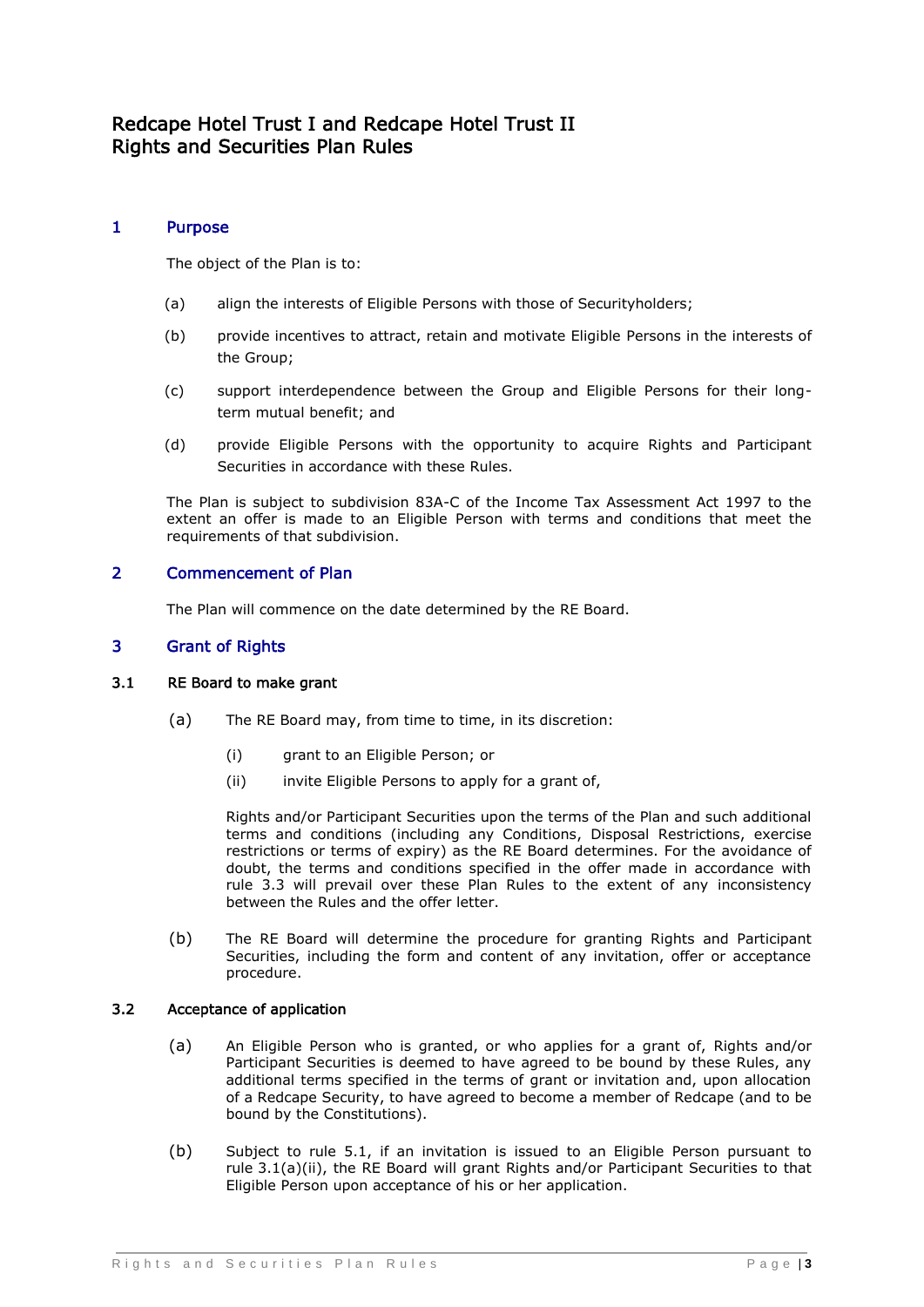# Redcape Hotel Trust I and Redcape Hotel Trust II Rights and Securities Plan Rules

## 1 Purpose

The object of the Plan is to:

(a) align the interests of Eligible Persons with those of Securityholders;

(b) provide incentives to attract, retain and motivate Eligible Persons in the interests of the Group;

(c) support interdependence between the Group and Eligible Persons for their long-term mutual benefit; and

(d) provide Eligible Persons with the opportunity to acquire Rights and Participant Securities in accordance with these Rules.

The Plan is subject to subdivision 83A-C of the Income Tax Assessment Act 1997 to the extent an offer is made to an Eligible Person with terms and conditions that meet the requirements of that subdivision.

## 2 Commencement of Plan

The Plan will commence on the date determined by the RE Board.

## 3 Grant of Rights

### 3.1 RE Board to make grant

(a) The RE Board may, from time to time, in its discretion:

(i) grant to an Eligible Person; or

(ii) invite Eligible Persons to apply for a grant of,

Rights and/or Participant Securities upon the terms of the Plan and such additional terms and conditions (including any Conditions, Disposal Restrictions, exercise restrictions or terms of expiry) as the RE Board determines. For the avoidance of doubt, the terms and conditions specified in the offer made in accordance with rule 3.3 will prevail over these Plan Rules to the extent of any inconsistency between the Rules and the offer letter.

(b) The RE Board will determine the procedure for granting Rights and Participant Securities, including the form and content of any invitation, offer or acceptance procedure.

### 3.2 Acceptance of application

(a) An Eligible Person who is granted, or who applies for a grant of, Rights and/or Participant Securities is deemed to have agreed to be bound by these Rules, any additional terms specified in the terms of grant or invitation and, upon allocation of a Redcape Security, to have agreed to become a member of Redcape (and to be bound by the Constitutions).

(b) Subject to rule 5.1, if an invitation is issued to an Eligible Person pursuant to rule 3.1(a)(ii), the RE Board will grant Rights and/or Participant Securities to that Eligible Person upon acceptance of his or her application.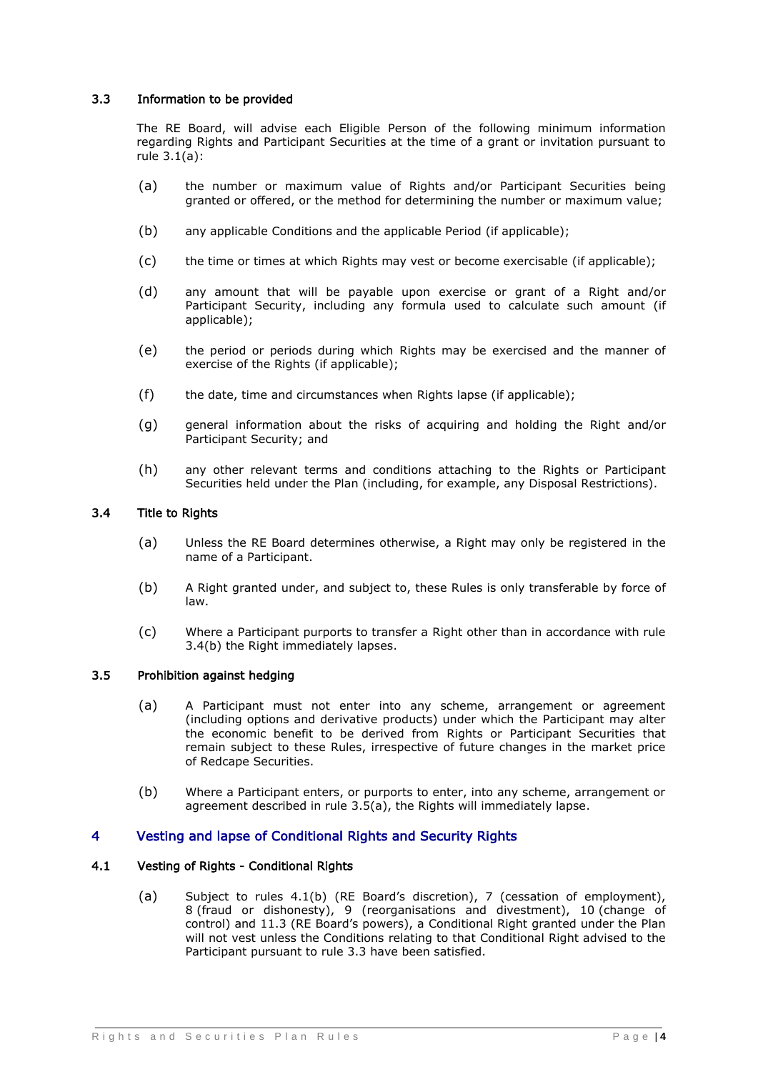### 3.3 Information to be provided

The RE Board, will advise each Eligible Person of the following minimum information regarding Rights and Participant Securities at the time of a grant or invitation pursuant to rule 3.1(a):

(a) the number or maximum value of Rights and/or Participant Securities being granted or offered, or the method for determining the number or maximum value;

(b) any applicable Conditions and the applicable Period (if applicable);

(c) the time or times at which Rights may vest or become exercisable (if applicable);

(d) any amount that will be payable upon exercise or grant of a Right and/or Participant Security, including any formula used to calculate such amount (if applicable);

(e) the period or periods during which Rights may be exercised and the manner of exercise of the Rights (if applicable);

(f) the date, time and circumstances when Rights lapse (if applicable);

(g) general information about the risks of acquiring and holding the Right and/or Participant Security; and

(h) any other relevant terms and conditions attaching to the Rights or Participant Securities held under the Plan (including, for example, any Disposal Restrictions).

### 3.4 Title to Rights

(a) Unless the RE Board determines otherwise, a Right may only be registered in the name of a Participant.

(b) A Right granted under, and subject to, these Rules is only transferable by force of law.

(c) Where a Participant purports to transfer a Right other than in accordance with rule 3.4(b) the Right immediately lapses.

### 3.5 Prohibition against hedging

(a) A Participant must not enter into any scheme, arrangement or agreement (including options and derivative products) under which the Participant may alter the economic benefit to be derived from Rights or Participant Securities that remain subject to these Rules, irrespective of future changes in the market price of Redcape Securities.

(b) Where a Participant enters, or purports to enter, into any scheme, arrangement or agreement described in rule 3.5(a), the Rights will immediately lapse.

## 4 Vesting and lapse of Conditional Rights and Security Rights

### 4.1 Vesting of Rights - Conditional Rights

(a) Subject to rules 4.1(b) (RE Board's discretion), 7 (cessation of employment), 8 (fraud or dishonesty), 9 (reorganisations and divestment), 10 (change of control) and 11.3 (RE Board's powers), a Conditional Right granted under the Plan will not vest unless the Conditions relating to that Conditional Right advised to the Participant pursuant to rule 3.3 have been satisfied.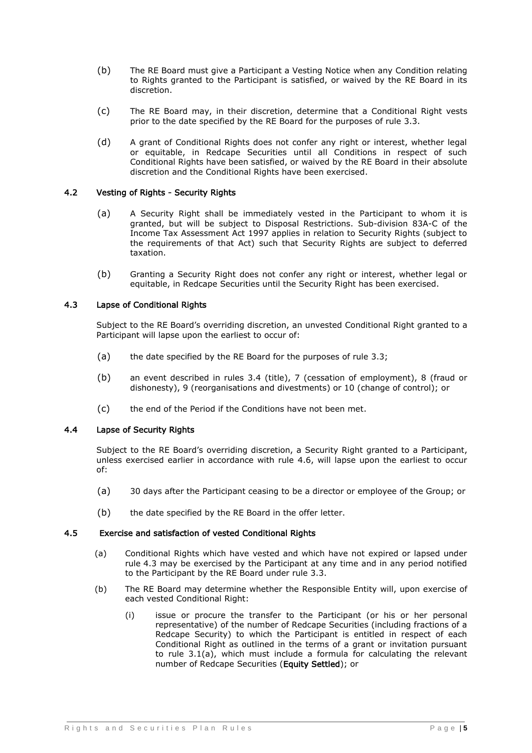(b) The RE Board must give a Participant a Vesting Notice when any Condition relating to Rights granted to the Participant is satisfied, or waived by the RE Board in its discretion.

(c) The RE Board may, in their discretion, determine that a Conditional Right vests prior to the date specified by the RE Board for the purposes of rule 3.3.

(d) A grant of Conditional Rights does not confer any right or interest, whether legal or equitable, in Redcape Securities until all Conditions in respect of such Conditional Rights have been satisfied, or waived by the RE Board in their absolute discretion and the Conditional Rights have been exercised.

### 4.2 Vesting of Rights - Security Rights

(a) A Security Right shall be immediately vested in the Participant to whom it is granted, but will be subject to Disposal Restrictions. Sub-division 83A-C of the Income Tax Assessment Act 1997 applies in relation to Security Rights (subject to the requirements of that Act) such that Security Rights are subject to deferred taxation.

(b) Granting a Security Right does not confer any right or interest, whether legal or equitable, in Redcape Securities until the Security Right has been exercised.

### 4.3 Lapse of Conditional Rights

Subject to the RE Board's overriding discretion, an unvested Conditional Right granted to a Participant will lapse upon the earliest to occur of:

(a) the date specified by the RE Board for the purposes of rule 3.3;

(b) an event described in rules 3.4 (title), 7 (cessation of employment), 8 (fraud or dishonesty), 9 (reorganisations and divestments) or 10 (change of control); or

(c) the end of the Period if the Conditions have not been met.

### 4.4 Lapse of Security Rights

Subject to the RE Board's overriding discretion, a Security Right granted to a Participant, unless exercised earlier in accordance with rule 4.6, will lapse upon the earliest to occur of:

(a) 30 days after the Participant ceasing to be a director or employee of the Group; or

(b) the date specified by the RE Board in the offer letter.

### 4.5 Exercise and satisfaction of vested Conditional Rights

(a) Conditional Rights which have vested and which have not expired or lapsed under rule 4.3 may be exercised by the Participant at any time and in any period notified to the Participant by the RE Board under rule 3.3.

(b) The RE Board may determine whether the Responsible Entity will, upon exercise of each vested Conditional Right:

(i) issue or procure the transfer to the Participant (or his or her personal representative) of the number of Redcape Securities (including fractions of a Redcape Security) to which the Participant is entitled in respect of each Conditional Right as outlined in the terms of a grant or invitation pursuant to rule 3.1(a), which must include a formula for calculating the relevant number of Redcape Securities (**Equity Settled**); or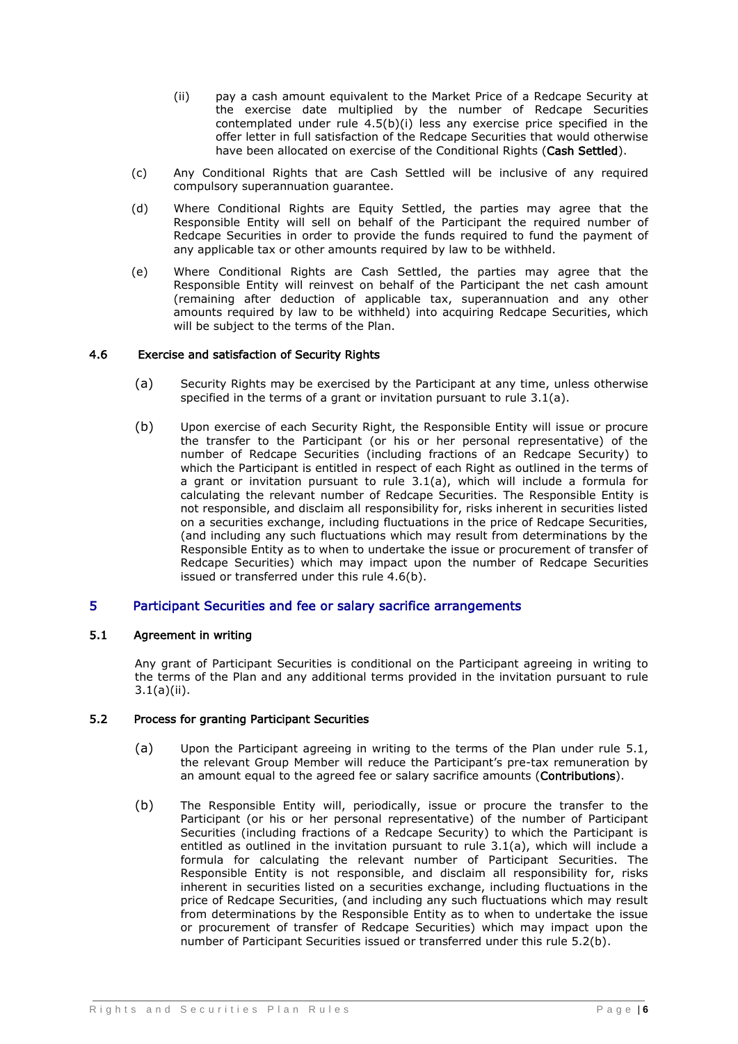(ii) pay a cash amount equivalent to the Market Price of a Redcape Security at the exercise date multiplied by the number of Redcape Securities contemplated under rule 4.5(b)(i) less any exercise price specified in the offer letter in full satisfaction of the Redcape Securities that would otherwise have been allocated on exercise of the Conditional Rights (**Cash Settled**).

(c) Any Conditional Rights that are Cash Settled will be inclusive of any required compulsory superannuation guarantee.

(d) Where Conditional Rights are Equity Settled, the parties may agree that the Responsible Entity will sell on behalf of the Participant the required number of Redcape Securities in order to provide the funds required to fund the payment of any applicable tax or other amounts required by law to be withheld.

(e) Where Conditional Rights are Cash Settled, the parties may agree that the Responsible Entity will reinvest on behalf of the Participant the net cash amount (remaining after deduction of applicable tax, superannuation and any other amounts required by law to be withheld) into acquiring Redcape Securities, which will be subject to the terms of the Plan.

### 4.6 Exercise and satisfaction of Security Rights

(a) Security Rights may be exercised by the Participant at any time, unless otherwise specified in the terms of a grant or invitation pursuant to rule 3.1(a).

(b) Upon exercise of each Security Right, the Responsible Entity will issue or procure the transfer to the Participant (or his or her personal representative) of the number of Redcape Securities (including fractions of an Redcape Security) to which the Participant is entitled in respect of each Right as outlined in the terms of a grant or invitation pursuant to rule 3.1(a), which will include a formula for calculating the relevant number of Redcape Securities. The Responsible Entity is not responsible, and disclaim all responsibility for, risks inherent in securities listed on a securities exchange, including fluctuations in the price of Redcape Securities, (and including any such fluctuations which may result from determinations by the Responsible Entity as to when to undertake the issue or procurement of transfer of Redcape Securities) which may impact upon the number of Redcape Securities issued or transferred under this rule 4.6(b).

## 5 Participant Securities and fee or salary sacrifice arrangements

### 5.1 Agreement in writing

Any grant of Participant Securities is conditional on the Participant agreeing in writing to the terms of the Plan and any additional terms provided in the invitation pursuant to rule 3.1(a)(ii).

### 5.2 Process for granting Participant Securities

(a) Upon the Participant agreeing in writing to the terms of the Plan under rule 5.1, the relevant Group Member will reduce the Participant's pre-tax remuneration by an amount equal to the agreed fee or salary sacrifice amounts (**Contributions**).

(b) The Responsible Entity will, periodically, issue or procure the transfer to the Participant (or his or her personal representative) of the number of Participant Securities (including fractions of a Redcape Security) to which the Participant is entitled as outlined in the invitation pursuant to rule 3.1(a), which will include a formula for calculating the relevant number of Participant Securities. The Responsible Entity is not responsible, and disclaim all responsibility for, risks inherent in securities listed on a securities exchange, including fluctuations in the price of Redcape Securities, (and including any such fluctuations which may result from determinations by the Responsible Entity as to when to undertake the issue or procurement of transfer of Redcape Securities) which may impact upon the number of Participant Securities issued or transferred under this rule 5.2(b).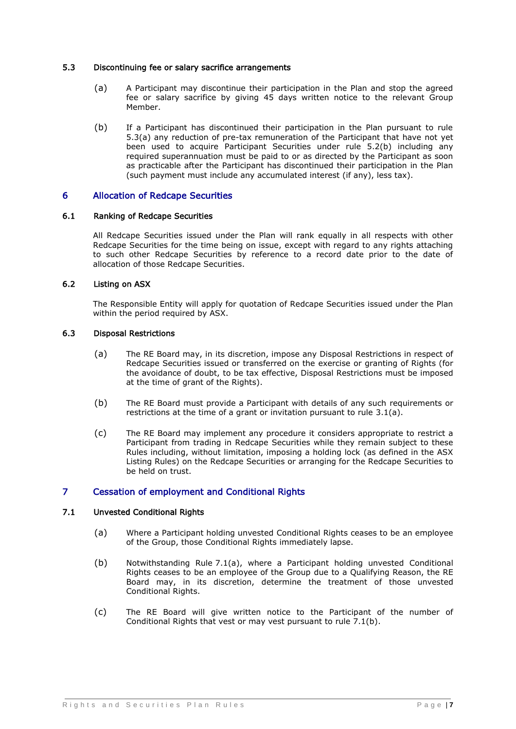### 5.3 Discontinuing fee or salary sacrifice arrangements

(a) A Participant may discontinue their participation in the Plan and stop the agreed fee or salary sacrifice by giving 45 days written notice to the relevant Group Member.

(b) If a Participant has discontinued their participation in the Plan pursuant to rule 5.3(a) any reduction of pre-tax remuneration of the Participant that have not yet been used to acquire Participant Securities under rule 5.2(b) including any required superannuation must be paid to or as directed by the Participant as soon as practicable after the Participant has discontinued their participation in the Plan (such payment must include any accumulated interest (if any), less tax).

## 6 Allocation of Redcape Securities

### 6.1 Ranking of Redcape Securities

All Redcape Securities issued under the Plan will rank equally in all respects with other Redcape Securities for the time being on issue, except with regard to any rights attaching to such other Redcape Securities by reference to a record date prior to the date of allocation of those Redcape Securities.

### 6.2 Listing on ASX

The Responsible Entity will apply for quotation of Redcape Securities issued under the Plan within the period required by ASX.

### 6.3 Disposal Restrictions

(a) The RE Board may, in its discretion, impose any Disposal Restrictions in respect of Redcape Securities issued or transferred on the exercise or granting of Rights (for the avoidance of doubt, to be tax effective, Disposal Restrictions must be imposed at the time of grant of the Rights).

(b) The RE Board must provide a Participant with details of any such requirements or restrictions at the time of a grant or invitation pursuant to rule 3.1(a).

(c) The RE Board may implement any procedure it considers appropriate to restrict a Participant from trading in Redcape Securities while they remain subject to these Rules including, without limitation, imposing a holding lock (as defined in the ASX Listing Rules) on the Redcape Securities or arranging for the Redcape Securities to be held on trust.

## 7 Cessation of employment and Conditional Rights

### 7.1 Unvested Conditional Rights

(a) Where a Participant holding unvested Conditional Rights ceases to be an employee of the Group, those Conditional Rights immediately lapse.

(b) Notwithstanding Rule 7.1(a), where a Participant holding unvested Conditional Rights ceases to be an employee of the Group due to a Qualifying Reason, the RE Board may, in its discretion, determine the treatment of those unvested Conditional Rights.

(c) The RE Board will give written notice to the Participant of the number of Conditional Rights that vest or may vest pursuant to rule 7.1(b).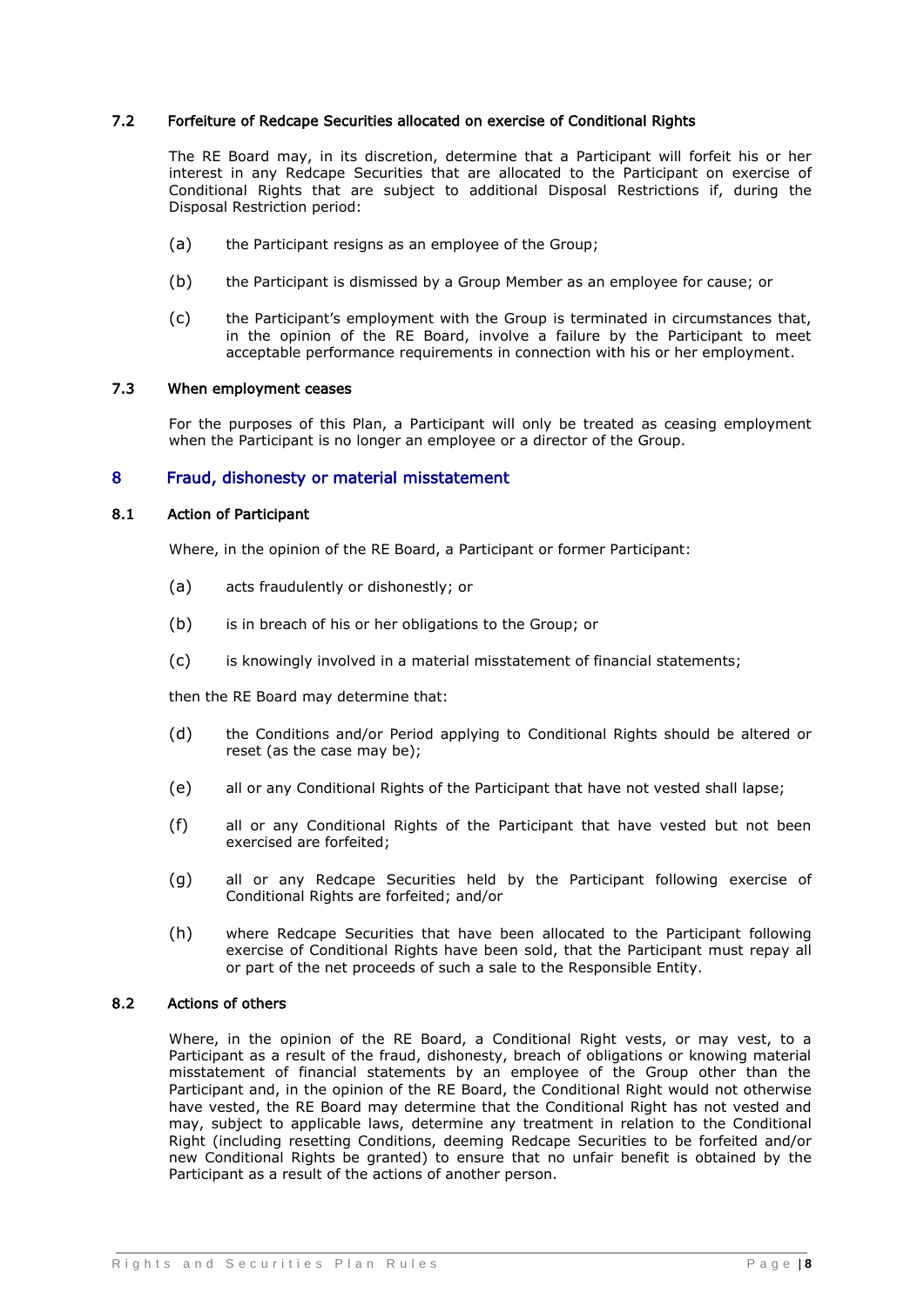### 7.2 Forfeiture of Redcape Securities allocated on exercise of Conditional Rights

The RE Board may, in its discretion, determine that a Participant will forfeit his or her interest in any Redcape Securities that are allocated to the Participant on exercise of Conditional Rights that are subject to additional Disposal Restrictions if, during the Disposal Restriction period:

(a) the Participant resigns as an employee of the Group;

(b) the Participant is dismissed by a Group Member as an employee for cause; or

(c) the Participant's employment with the Group is terminated in circumstances that, in the opinion of the RE Board, involve a failure by the Participant to meet acceptable performance requirements in connection with his or her employment.

### 7.3 When employment ceases

For the purposes of this Plan, a Participant will only be treated as ceasing employment when the Participant is no longer an employee or a director of the Group.

## 8 Fraud, dishonesty or material misstatement

### 8.1 Action of Participant

Where, in the opinion of the RE Board, a Participant or former Participant:

(a) acts fraudulently or dishonestly; or

(b) is in breach of his or her obligations to the Group; or

(c) is knowingly involved in a material misstatement of financial statements;

then the RE Board may determine that:

(d) the Conditions and/or Period applying to Conditional Rights should be altered or reset (as the case may be);

(e) all or any Conditional Rights of the Participant that have not vested shall lapse;

(f) all or any Conditional Rights of the Participant that have vested but not been exercised are forfeited;

(g) all or any Redcape Securities held by the Participant following exercise of Conditional Rights are forfeited; and/or

(h) where Redcape Securities that have been allocated to the Participant following exercise of Conditional Rights have been sold, that the Participant must repay all or part of the net proceeds of such a sale to the Responsible Entity.

### 8.2 Actions of others

Where, in the opinion of the RE Board, a Conditional Right vests, or may vest, to a Participant as a result of the fraud, dishonesty, breach of obligations or knowing material misstatement of financial statements by an employee of the Group other than the Participant and, in the opinion of the RE Board, the Conditional Right would not otherwise have vested, the RE Board may determine that the Conditional Right has not vested and may, subject to applicable laws, determine any treatment in relation to the Conditional Right (including resetting Conditions, deeming Redcape Securities to be forfeited and/or new Conditional Rights be granted) to ensure that no unfair benefit is obtained by the Participant as a result of the actions of another person.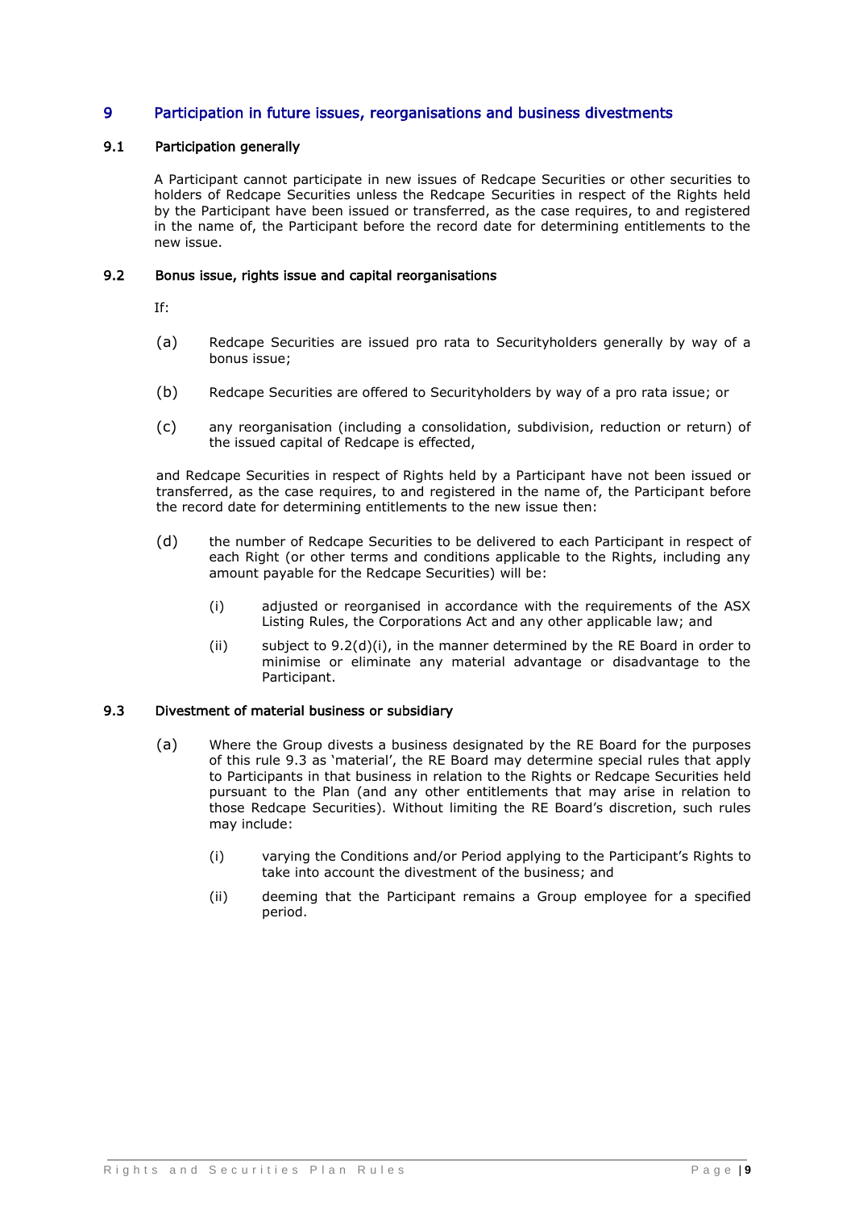# 9 Participation in future issues, reorganisations and business divestments

## 9.1 Participation generally

A Participant cannot participate in new issues of Redcape Securities or other securities to holders of Redcape Securities unless the Redcape Securities in respect of the Rights held by the Participant have been issued or transferred, as the case requires, to and registered in the name of, the Participant before the record date for determining entitlements to the new issue.

## 9.2 Bonus issue, rights issue and capital reorganisations

If:

(a) Redcape Securities are issued pro rata to Securityholders generally by way of a bonus issue;

(b) Redcape Securities are offered to Securityholders by way of a pro rata issue; or

(c) any reorganisation (including a consolidation, subdivision, reduction or return) of the issued capital of Redcape is effected,

and Redcape Securities in respect of Rights held by a Participant have not been issued or transferred, as the case requires, to and registered in the name of, the Participant before the record date for determining entitlements to the new issue then:

(d) the number of Redcape Securities to be delivered to each Participant in respect of each Right (or other terms and conditions applicable to the Rights, including any amount payable for the Redcape Securities) will be:

(i) adjusted or reorganised in accordance with the requirements of the ASX Listing Rules, the Corporations Act and any other applicable law; and

(ii) subject to 9.2(d)(i), in the manner determined by the RE Board in order to minimise or eliminate any material advantage or disadvantage to the Participant.

## 9.3 Divestment of material business or subsidiary

(a) Where the Group divests a business designated by the RE Board for the purposes of this rule 9.3 as 'material', the RE Board may determine special rules that apply to Participants in that business in relation to the Rights or Redcape Securities held pursuant to the Plan (and any other entitlements that may arise in relation to those Redcape Securities). Without limiting the RE Board's discretion, such rules may include:

(i) varying the Conditions and/or Period applying to the Participant's Rights to take into account the divestment of the business; and

(ii) deeming that the Participant remains a Group employee for a specified period.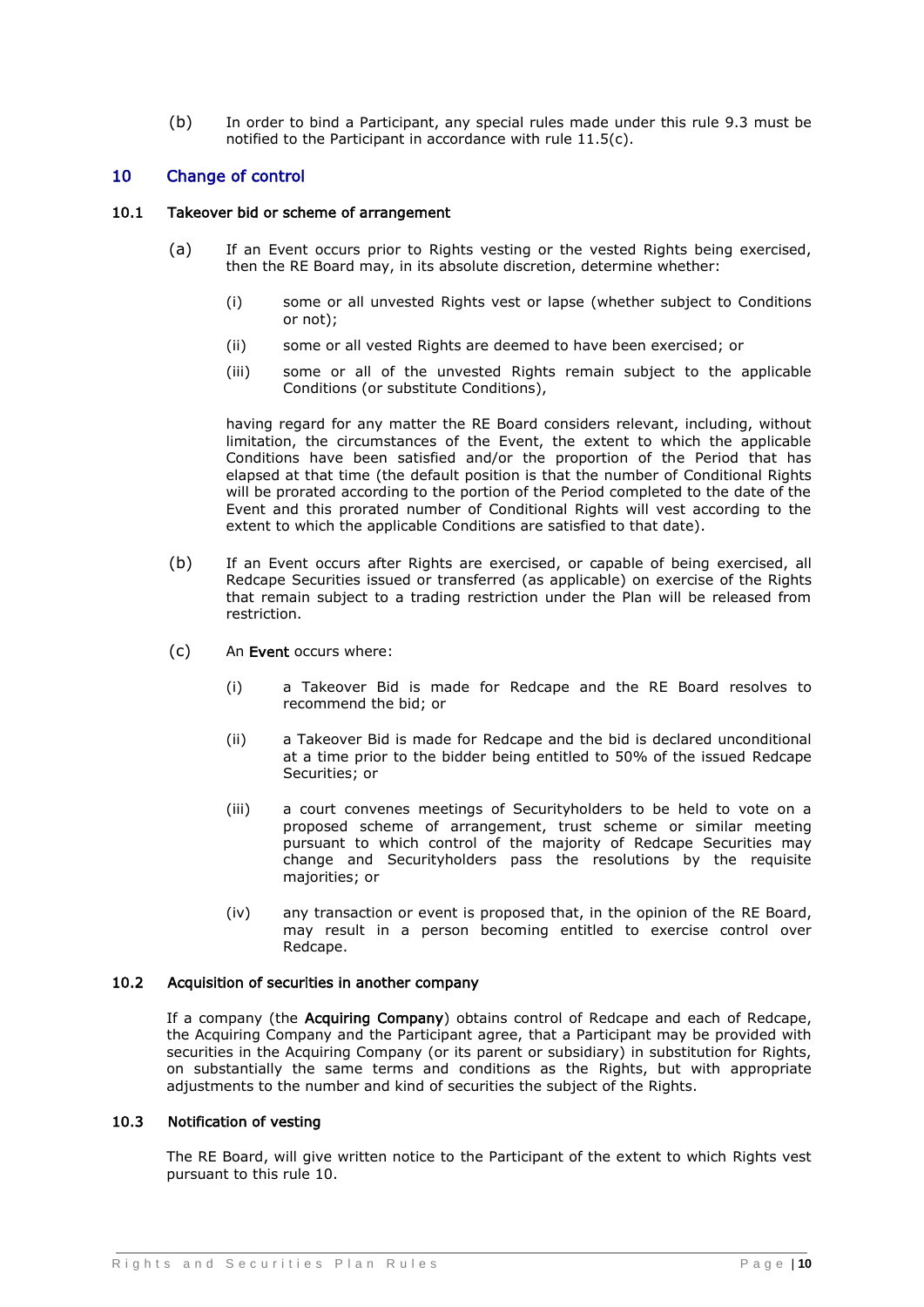(b) In order to bind a Participant, any special rules made under this rule 9.3 must be notified to the Participant in accordance with rule 11.5(c).

## 10 Change of control

### 10.1 Takeover bid or scheme of arrangement

(a) If an Event occurs prior to Rights vesting or the vested Rights being exercised, then the RE Board may, in its absolute discretion, determine whether:

(i) some or all unvested Rights vest or lapse (whether subject to Conditions or not);

(ii) some or all vested Rights are deemed to have been exercised; or

(iii) some or all of the unvested Rights remain subject to the applicable Conditions (or substitute Conditions),

having regard for any matter the RE Board considers relevant, including, without limitation, the circumstances of the Event, the extent to which the applicable Conditions have been satisfied and/or the proportion of the Period that has elapsed at that time (the default position is that the number of Conditional Rights will be prorated according to the portion of the Period completed to the date of the Event and this prorated number of Conditional Rights will vest according to the extent to which the applicable Conditions are satisfied to that date).

(b) If an Event occurs after Rights are exercised, or capable of being exercised, all Redcape Securities issued or transferred (as applicable) on exercise of the Rights that remain subject to a trading restriction under the Plan will be released from restriction.

(c) An **Event** occurs where:

(i) a Takeover Bid is made for Redcape and the RE Board resolves to recommend the bid; or

(ii) a Takeover Bid is made for Redcape and the bid is declared unconditional at a time prior to the bidder being entitled to 50% of the issued Redcape Securities; or

(iii) a court convenes meetings of Securityholders to be held to vote on a proposed scheme of arrangement, trust scheme or similar meeting pursuant to which control of the majority of Redcape Securities may change and Securityholders pass the resolutions by the requisite majorities; or

(iv) any transaction or event is proposed that, in the opinion of the RE Board, may result in a person becoming entitled to exercise control over Redcape.

### 10.2 Acquisition of securities in another company

If a company (the **Acquiring Company**) obtains control of Redcape and each of Redcape, the Acquiring Company and the Participant agree, that a Participant may be provided with securities in the Acquiring Company (or its parent or subsidiary) in substitution for Rights, on substantially the same terms and conditions as the Rights, but with appropriate adjustments to the number and kind of securities the subject of the Rights.

### 10.3 Notification of vesting

The RE Board, will give written notice to the Participant of the extent to which Rights vest pursuant to this rule 10.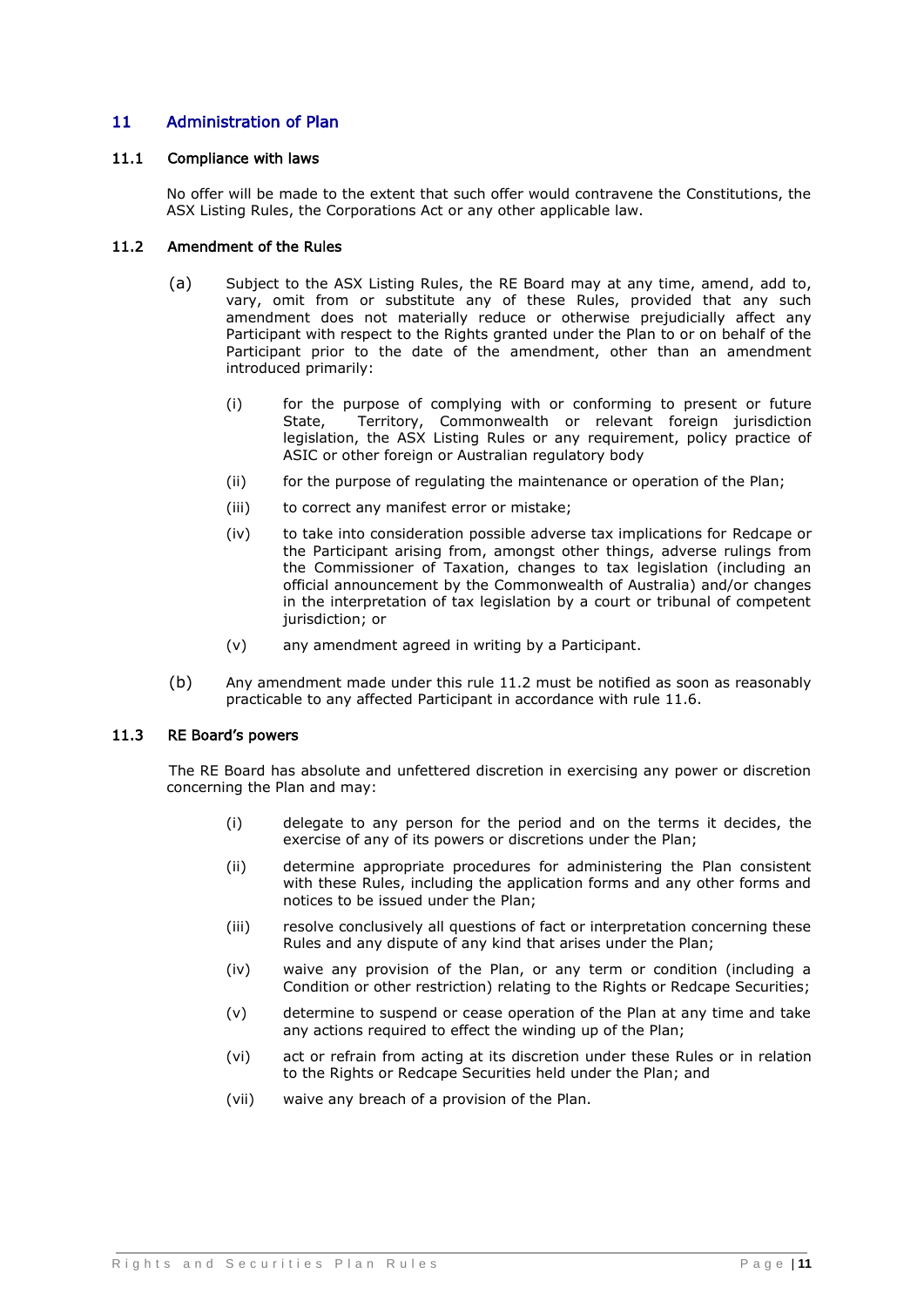## 11 Administration of Plan

### 11.1 Compliance with laws

No offer will be made to the extent that such offer would contravene the Constitutions, the ASX Listing Rules, the Corporations Act or any other applicable law.

### 11.2 Amendment of the Rules

(a) Subject to the ASX Listing Rules, the RE Board may at any time, amend, add to, vary, omit from or substitute any of these Rules, provided that any such amendment does not materially reduce or otherwise prejudicially affect any Participant with respect to the Rights granted under the Plan to or on behalf of the Participant prior to the date of the amendment, other than an amendment introduced primarily:

(i) for the purpose of complying with or conforming to present or future State, Territory, Commonwealth or relevant foreign jurisdiction legislation, the ASX Listing Rules or any requirement, policy practice of ASIC or other foreign or Australian regulatory body

(ii) for the purpose of regulating the maintenance or operation of the Plan;

(iii) to correct any manifest error or mistake;

(iv) to take into consideration possible adverse tax implications for Redcape or the Participant arising from, amongst other things, adverse rulings from the Commissioner of Taxation, changes to tax legislation (including an official announcement by the Commonwealth of Australia) and/or changes in the interpretation of tax legislation by a court or tribunal of competent jurisdiction; or

(v) any amendment agreed in writing by a Participant.

(b) Any amendment made under this rule 11.2 must be notified as soon as reasonably practicable to any affected Participant in accordance with rule 11.6.

### 11.3 RE Board's powers

The RE Board has absolute and unfettered discretion in exercising any power or discretion concerning the Plan and may:

(i) delegate to any person for the period and on the terms it decides, the exercise of any of its powers or discretions under the Plan;

(ii) determine appropriate procedures for administering the Plan consistent with these Rules, including the application forms and any other forms and notices to be issued under the Plan;

(iii) resolve conclusively all questions of fact or interpretation concerning these Rules and any dispute of any kind that arises under the Plan;

(iv) waive any provision of the Plan, or any term or condition (including a Condition or other restriction) relating to the Rights or Redcape Securities;

(v) determine to suspend or cease operation of the Plan at any time and take any actions required to effect the winding up of the Plan;

(vi) act or refrain from acting at its discretion under these Rules or in relation to the Rights or Redcape Securities held under the Plan; and

(vii) waive any breach of a provision of the Plan.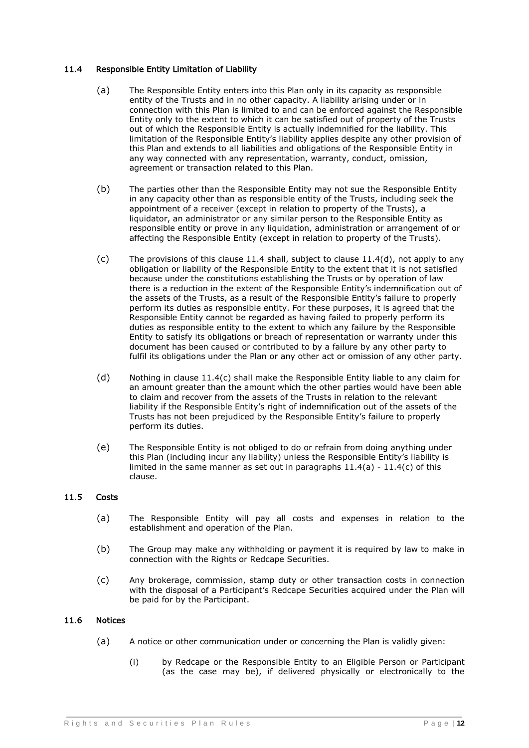### 11.4 Responsible Entity Limitation of Liability

(a) The Responsible Entity enters into this Plan only in its capacity as responsible entity of the Trusts and in no other capacity. A liability arising under or in connection with this Plan is limited to and can be enforced against the Responsible Entity only to the extent to which it can be satisfied out of property of the Trusts out of which the Responsible Entity is actually indemnified for the liability. This limitation of the Responsible Entity's liability applies despite any other provision of this Plan and extends to all liabilities and obligations of the Responsible Entity in any way connected with any representation, warranty, conduct, omission, agreement or transaction related to this Plan.

(b) The parties other than the Responsible Entity may not sue the Responsible Entity in any capacity other than as responsible entity of the Trusts, including seek the appointment of a receiver (except in relation to property of the Trusts), a liquidator, an administrator or any similar person to the Responsible Entity as responsible entity or prove in any liquidation, administration or arrangement of or affecting the Responsible Entity (except in relation to property of the Trusts).

(c) The provisions of this clause 11.4 shall, subject to clause 11.4(d), not apply to any obligation or liability of the Responsible Entity to the extent that it is not satisfied because under the constitutions establishing the Trusts or by operation of law there is a reduction in the extent of the Responsible Entity's indemnification out of the assets of the Trusts, as a result of the Responsible Entity's failure to properly perform its duties as responsible entity. For these purposes, it is agreed that the Responsible Entity cannot be regarded as having failed to properly perform its duties as responsible entity to the extent to which any failure by the Responsible Entity to satisfy its obligations or breach of representation or warranty under this document has been caused or contributed to by a failure by any other party to fulfil its obligations under the Plan or any other act or omission of any other party.

(d) Nothing in clause 11.4(c) shall make the Responsible Entity liable to any claim for an amount greater than the amount which the other parties would have been able to claim and recover from the assets of the Trusts in relation to the relevant liability if the Responsible Entity's right of indemnification out of the assets of the Trusts has not been prejudiced by the Responsible Entity's failure to properly perform its duties.

(e) The Responsible Entity is not obliged to do or refrain from doing anything under this Plan (including incur any liability) unless the Responsible Entity's liability is limited in the same manner as set out in paragraphs 11.4(a) - 11.4(c) of this clause.

### 11.5 Costs

(a) The Responsible Entity will pay all costs and expenses in relation to the establishment and operation of the Plan.

(b) The Group may make any withholding or payment it is required by law to make in connection with the Rights or Redcape Securities.

(c) Any brokerage, commission, stamp duty or other transaction costs in connection with the disposal of a Participant's Redcape Securities acquired under the Plan will be paid for by the Participant.

### 11.6 Notices

(a) A notice or other communication under or concerning the Plan is validly given:

(i) by Redcape or the Responsible Entity to an Eligible Person or Participant (as the case may be), if delivered physically or electronically to the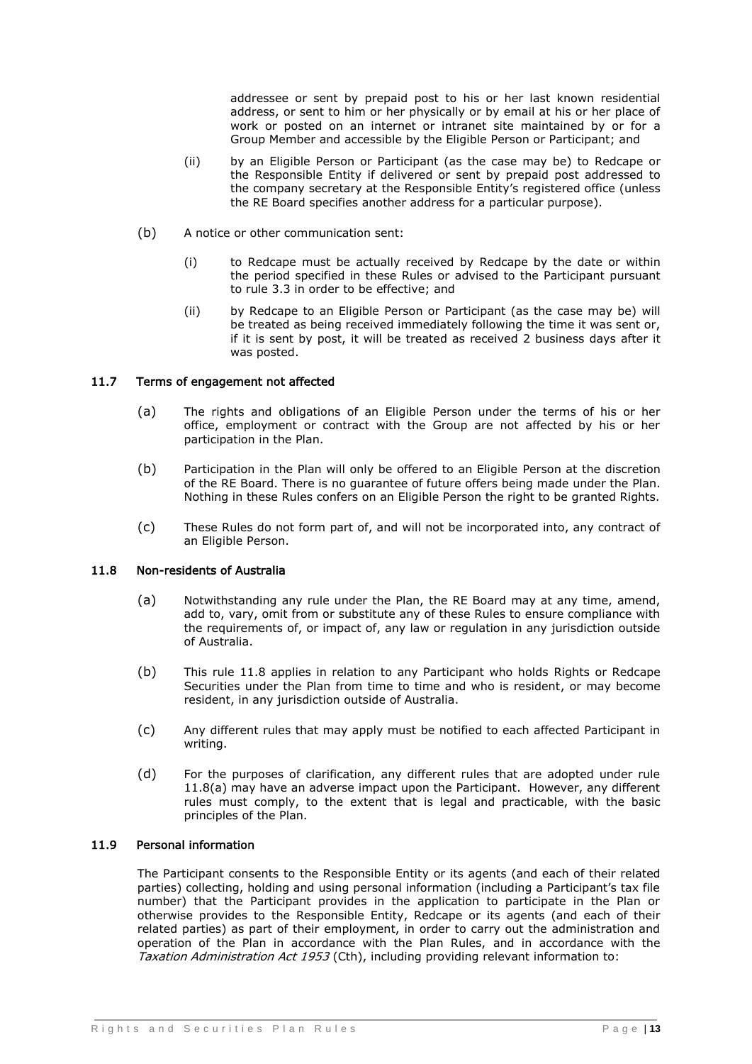addressee or sent by prepaid post to his or her last known residential address, or sent to him or her physically or by email at his or her place of work or posted on an internet or intranet site maintained by or for a Group Member and accessible by the Eligible Person or Participant; and

(ii) by an Eligible Person or Participant (as the case may be) to Redcape or the Responsible Entity if delivered or sent by prepaid post addressed to the company secretary at the Responsible Entity's registered office (unless the RE Board specifies another address for a particular purpose).

(b) A notice or other communication sent:

(i) to Redcape must be actually received by Redcape by the date or within the period specified in these Rules or advised to the Participant pursuant to rule 3.3 in order to be effective; and

(ii) by Redcape to an Eligible Person or Participant (as the case may be) will be treated as being received immediately following the time it was sent or, if it is sent by post, it will be treated as received 2 business days after it was posted.

### 11.7 Terms of engagement not affected

(a) The rights and obligations of an Eligible Person under the terms of his or her office, employment or contract with the Group are not affected by his or her participation in the Plan.

(b) Participation in the Plan will only be offered to an Eligible Person at the discretion of the RE Board. There is no guarantee of future offers being made under the Plan. Nothing in these Rules confers on an Eligible Person the right to be granted Rights.

(c) These Rules do not form part of, and will not be incorporated into, any contract of an Eligible Person.

### 11.8 Non-residents of Australia

(a) Notwithstanding any rule under the Plan, the RE Board may at any time, amend, add to, vary, omit from or substitute any of these Rules to ensure compliance with the requirements of, or impact of, any law or regulation in any jurisdiction outside of Australia.

(b) This rule 11.8 applies in relation to any Participant who holds Rights or Redcape Securities under the Plan from time to time and who is resident, or may become resident, in any jurisdiction outside of Australia.

(c) Any different rules that may apply must be notified to each affected Participant in writing.

(d) For the purposes of clarification, any different rules that are adopted under rule 11.8(a) may have an adverse impact upon the Participant. However, any different rules must comply, to the extent that is legal and practicable, with the basic principles of the Plan.

### 11.9 Personal information

The Participant consents to the Responsible Entity or its agents (and each of their related parties) collecting, holding and using personal information (including a Participant's tax file number) that the Participant provides in the application to participate in the Plan or otherwise provides to the Responsible Entity, Redcape or its agents (and each of their related parties) as part of their employment, in order to carry out the administration and operation of the Plan in accordance with the Plan Rules, and in accordance with the *Taxation Administration Act 1953* (Cth), including providing relevant information to: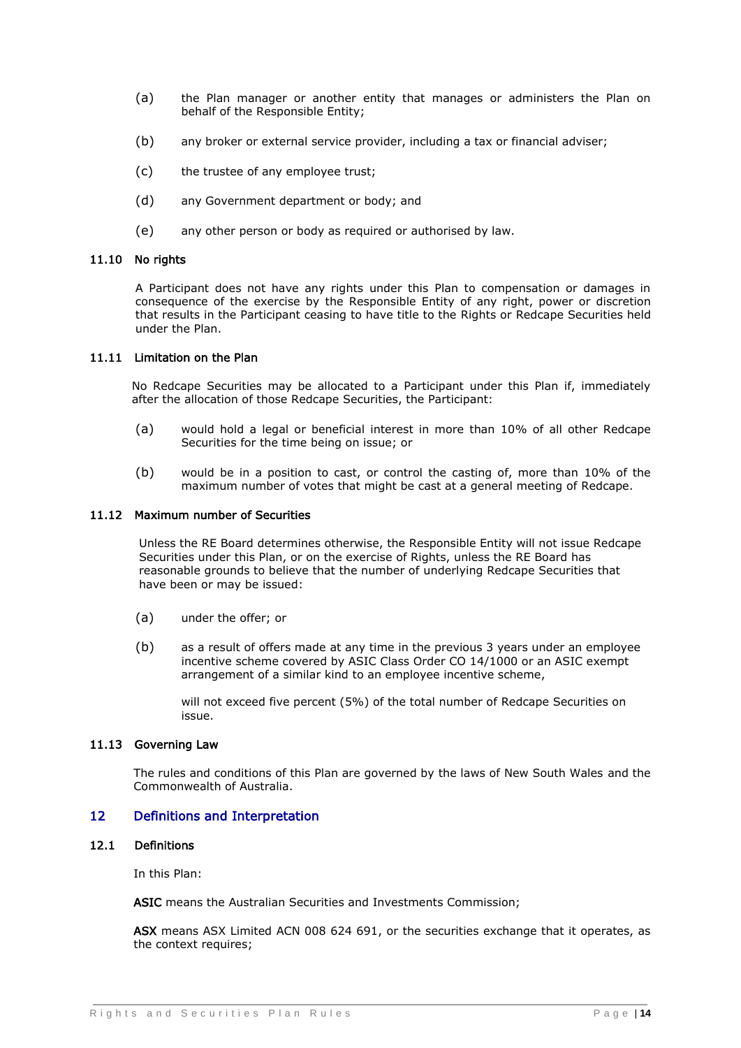(a) the Plan manager or another entity that manages or administers the Plan on behalf of the Responsible Entity;

(b) any broker or external service provider, including a tax or financial adviser;

(c) the trustee of any employee trust;

(d) any Government department or body; and

(e) any other person or body as required or authorised by law.

### 11.10 No rights

A Participant does not have any rights under this Plan to compensation or damages in consequence of the exercise by the Responsible Entity of any right, power or discretion that results in the Participant ceasing to have title to the Rights or Redcape Securities held under the Plan.

### 11.11 Limitation on the Plan

No Redcape Securities may be allocated to a Participant under this Plan if, immediately after the allocation of those Redcape Securities, the Participant:

(a) would hold a legal or beneficial interest in more than 10% of all other Redcape Securities for the time being on issue; or

(b) would be in a position to cast, or control the casting of, more than 10% of the maximum number of votes that might be cast at a general meeting of Redcape.

### 11.12 Maximum number of Securities

Unless the RE Board determines otherwise, the Responsible Entity will not issue Redcape Securities under this Plan, or on the exercise of Rights, unless the RE Board has reasonable grounds to believe that the number of underlying Redcape Securities that have been or may be issued:

(a) under the offer; or

(b) as a result of offers made at any time in the previous 3 years under an employee incentive scheme covered by ASIC Class Order CO 14/1000 or an ASIC exempt arrangement of a similar kind to an employee incentive scheme,

will not exceed five percent (5%) of the total number of Redcape Securities on issue.

### 11.13 Governing Law

The rules and conditions of this Plan are governed by the laws of New South Wales and the Commonwealth of Australia.

## 12 Definitions and Interpretation

### 12.1 Definitions

In this Plan:

**ASIC** means the Australian Securities and Investments Commission;

**ASX** means ASX Limited ACN 008 624 691, or the securities exchange that it operates, as the context requires;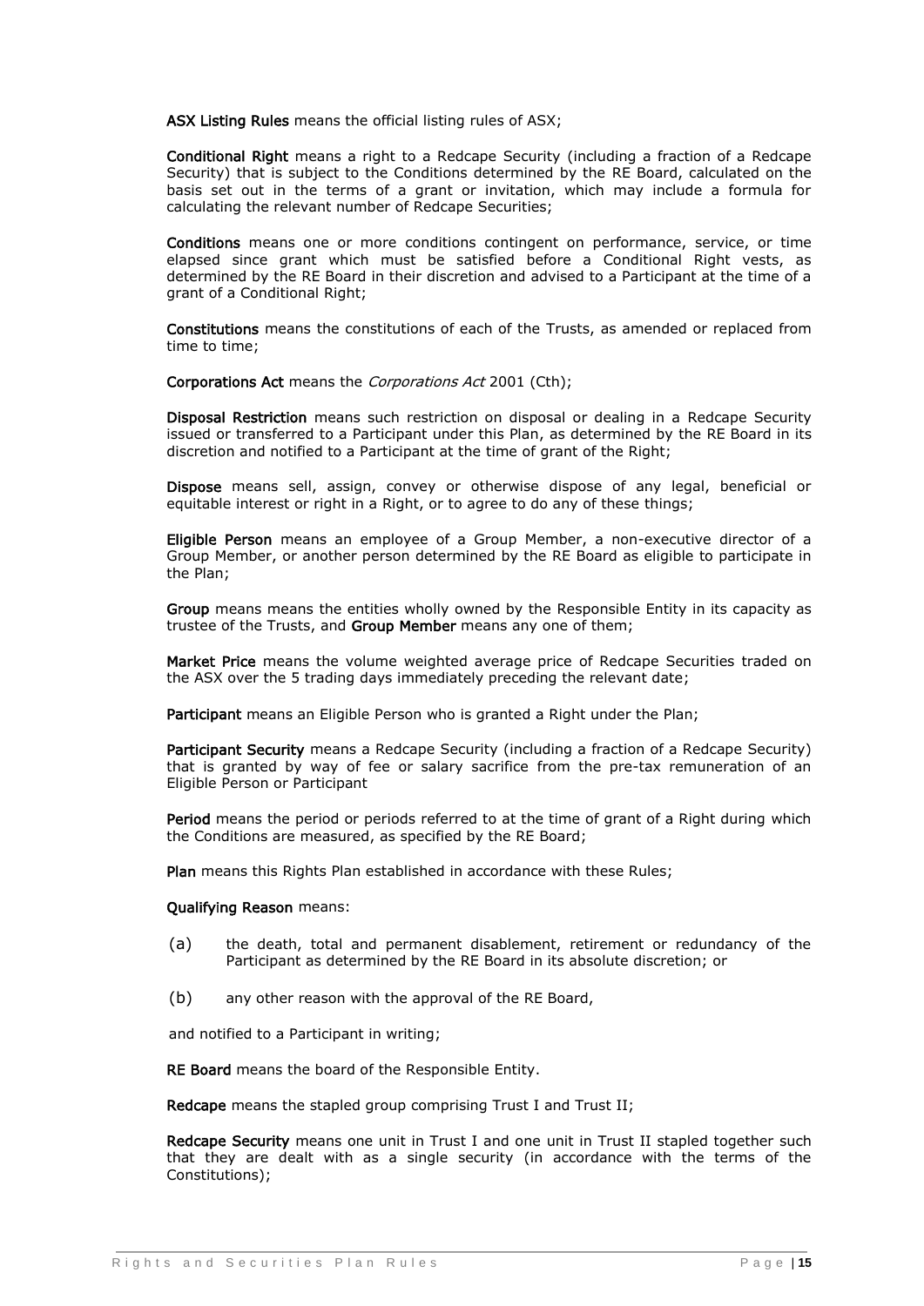**ASX Listing Rules** means the official listing rules of ASX;

**Conditional Right** means a right to a Redcape Security (including a fraction of a Redcape Security) that is subject to the Conditions determined by the RE Board, calculated on the basis set out in the terms of a grant or invitation, which may include a formula for calculating the relevant number of Redcape Securities;

**Conditions** means one or more conditions contingent on performance, service, or time elapsed since grant which must be satisfied before a Conditional Right vests, as determined by the RE Board in their discretion and advised to a Participant at the time of a grant of a Conditional Right;

**Constitutions** means the constitutions of each of the Trusts, as amended or replaced from time to time;

**Corporations Act** means the *Corporations Act* 2001 (Cth);

**Disposal Restriction** means such restriction on disposal or dealing in a Redcape Security issued or transferred to a Participant under this Plan, as determined by the RE Board in its discretion and notified to a Participant at the time of grant of the Right;

**Dispose** means sell, assign, convey or otherwise dispose of any legal, beneficial or equitable interest or right in a Right, or to agree to do any of these things;

**Eligible Person** means an employee of a Group Member, a non-executive director of a Group Member, or another person determined by the RE Board as eligible to participate in the Plan;

**Group** means means the entities wholly owned by the Responsible Entity in its capacity as trustee of the Trusts, and **Group Member** means any one of them;

**Market Price** means the volume weighted average price of Redcape Securities traded on the ASX over the 5 trading days immediately preceding the relevant date;

**Participant** means an Eligible Person who is granted a Right under the Plan;

**Participant Security** means a Redcape Security (including a fraction of a Redcape Security) that is granted by way of fee or salary sacrifice from the pre-tax remuneration of an Eligible Person or Participant

**Period** means the period or periods referred to at the time of grant of a Right during which the Conditions are measured, as specified by the RE Board;

**Plan** means this Rights Plan established in accordance with these Rules;

**Qualifying Reason** means:

(a) the death, total and permanent disablement, retirement or redundancy of the Participant as determined by the RE Board in its absolute discretion; or

(b) any other reason with the approval of the RE Board,

and notified to a Participant in writing;

**RE Board** means the board of the Responsible Entity.

**Redcape** means the stapled group comprising Trust I and Trust II;

**Redcape Security** means one unit in Trust I and one unit in Trust II stapled together such that they are dealt with as a single security (in accordance with the terms of the Constitutions);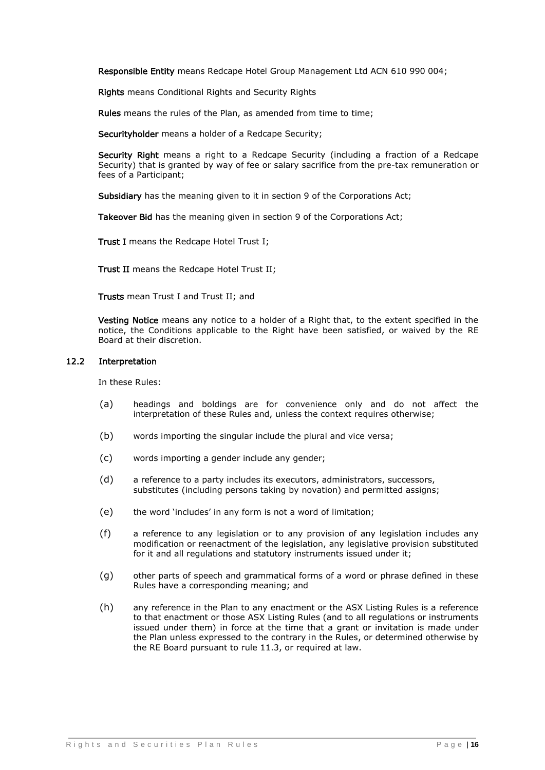**Responsible Entity** means Redcape Hotel Group Management Ltd ACN 610 990 004;

**Rights** means Conditional Rights and Security Rights

**Rules** means the rules of the Plan, as amended from time to time;

**Securityholder** means a holder of a Redcape Security;

**Security Right** means a right to a Redcape Security (including a fraction of a Redcape Security) that is granted by way of fee or salary sacrifice from the pre-tax remuneration or fees of a Participant;

**Subsidiary** has the meaning given to it in section 9 of the Corporations Act;

**Takeover Bid** has the meaning given in section 9 of the Corporations Act;

**Trust I** means the Redcape Hotel Trust I;

**Trust II** means the Redcape Hotel Trust II;

**Trusts** mean Trust I and Trust II; and

**Vesting Notice** means any notice to a holder of a Right that, to the extent specified in the notice, the Conditions applicable to the Right have been satisfied, or waived by the RE Board at their discretion.

### 12.2 Interpretation

In these Rules:

(a) headings and boldings are for convenience only and do not affect the interpretation of these Rules and, unless the context requires otherwise;

(b) words importing the singular include the plural and vice versa;

(c) words importing a gender include any gender;

(d) a reference to a party includes its executors, administrators, successors, substitutes (including persons taking by novation) and permitted assigns;

(e) the word 'includes' in any form is not a word of limitation;

(f) a reference to any legislation or to any provision of any legislation includes any modification or reenactment of the legislation, any legislative provision substituted for it and all regulations and statutory instruments issued under it;

(g) other parts of speech and grammatical forms of a word or phrase defined in these Rules have a corresponding meaning; and

(h) any reference in the Plan to any enactment or the ASX Listing Rules is a reference to that enactment or those ASX Listing Rules (and to all regulations or instruments issued under them) in force at the time that a grant or invitation is made under the Plan unless expressed to the contrary in the Rules, or determined otherwise by the RE Board pursuant to rule 11.3, or required at law.